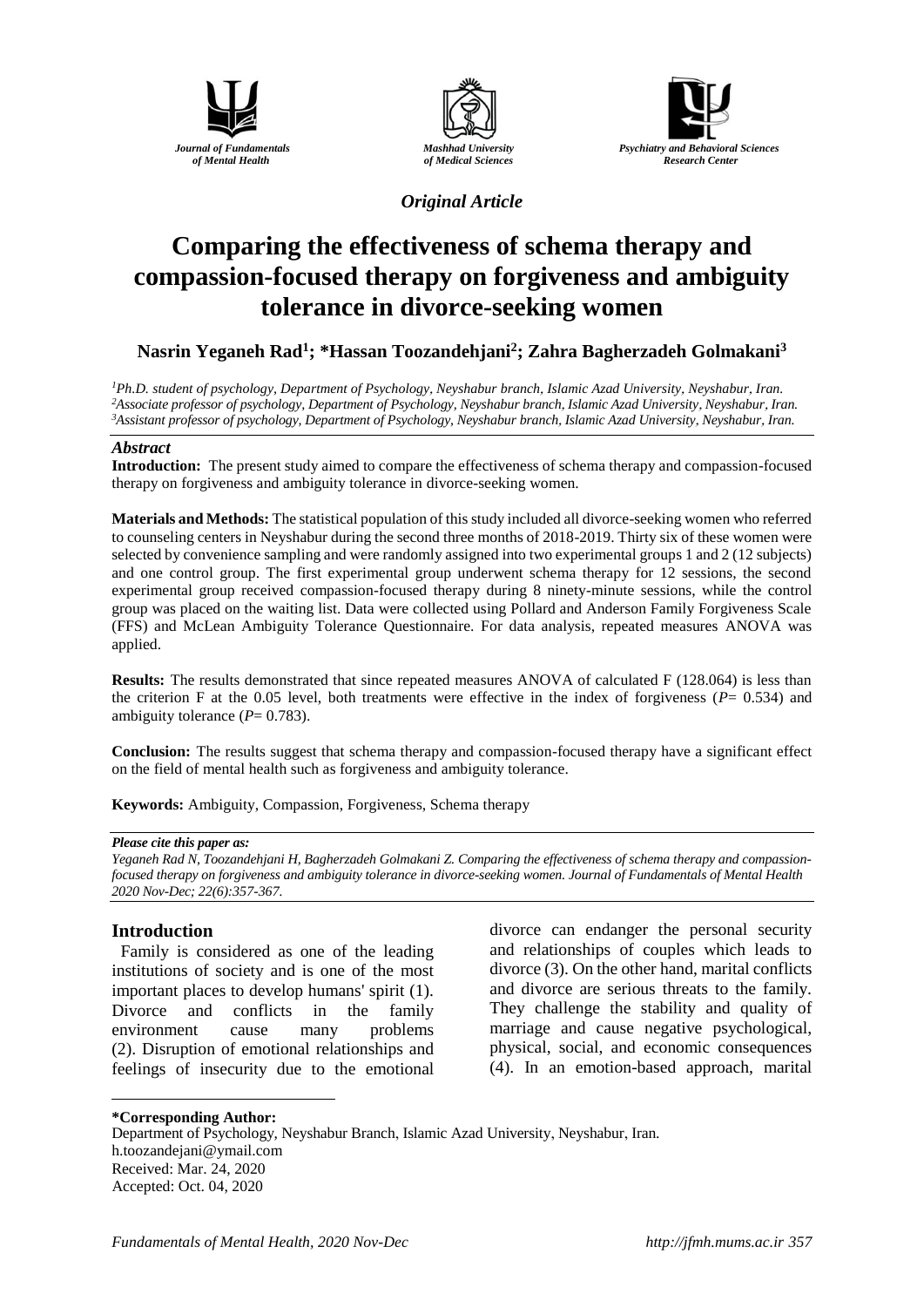*Journal of Fundamentals of Mental Health* | *Mashhad University of Medical Sciences* | *Psychiatry and Behavioral Sciences Research Center*

*Original Article*

# Comparing the effectiveness of schema therapy and compassion-focused therapy on forgiveness and ambiguity tolerance in divorce-seeking women

**Nasrin Yeganeh Rad[1]; *Hassan Toozandehjani[2]; Zahra Bagherzadeh Golmakani[3]**

*[1]Ph.D. student of psychology, Department of Psychology, Neyshabur branch, Islamic Azad University, Neyshabur, Iran.*
*[2]Associate professor of psychology, Department of Psychology, Neyshabur branch, Islamic Azad University, Neyshabur, Iran.*
*[3]Assistant professor of psychology, Department of Psychology, Neyshabur branch, Islamic Azad University, Neyshabur, Iran.*

### *Abstract*

**Introduction:** The present study aimed to compare the effectiveness of schema therapy and compassion-focused therapy on forgiveness and ambiguity tolerance in divorce-seeking women.

**Materials and Methods:** The statistical population of this study included all divorce-seeking women who referred to counseling centers in Neyshabur during the second three months of 2018-2019. Thirty six of these women were selected by convenience sampling and were randomly assigned into two experimental groups 1 and 2 (12 subjects) and one control group. The first experimental group underwent schema therapy for 12 sessions, the second experimental group received compassion-focused therapy during 8 ninety-minute sessions, while the control group was placed on the waiting list. Data were collected using Pollard and Anderson Family Forgiveness Scale (FFS) and McLean Ambiguity Tolerance Questionnaire. For data analysis, repeated measures ANOVA was applied.

**Results:** The results demonstrated that since repeated measures ANOVA of calculated F (128.064) is less than the criterion F at the 0.05 level, both treatments were effective in the index of forgiveness ($P$= 0.534) and ambiguity tolerance ($P$= 0.783).

**Conclusion:** The results suggest that schema therapy and compassion-focused therapy have a significant effect on the field of mental health such as forgiveness and ambiguity tolerance.

**Keywords:** Ambiguity, Compassion, Forgiveness, Schema therapy

***Please cite this paper as:***
*Yeganeh Rad N, Toozandehjani H, Bagherzadeh Golmakani Z. Comparing the effectiveness of schema therapy and compassion-focused therapy on forgiveness and ambiguity tolerance in divorce-seeking women. Journal of Fundamentals of Mental Health 2020 Nov-Dec; 22(6):357-367.*

## Introduction

Family is considered as one of the leading institutions of society and is one of the most important places to develop humans' spirit (1). Divorce and conflicts in the family environment cause many problems (2). Disruption of emotional relationships and feelings of insecurity due to the emotional divorce can endanger the personal security and relationships of couples which leads to divorce (3). On the other hand, marital conflicts and divorce are serious threats to the family. They challenge the stability and quality of marriage and cause negative psychological, physical, social, and economic consequences (4). In an emotion-based approach, marital

---

**\*Corresponding Author:**
Department of Psychology, Neyshabur Branch, Islamic Azad University, Neyshabur, Iran.
h.toozandejani@ymail.com
Received: Mar. 24, 2020
Accepted: Oct. 04, 2020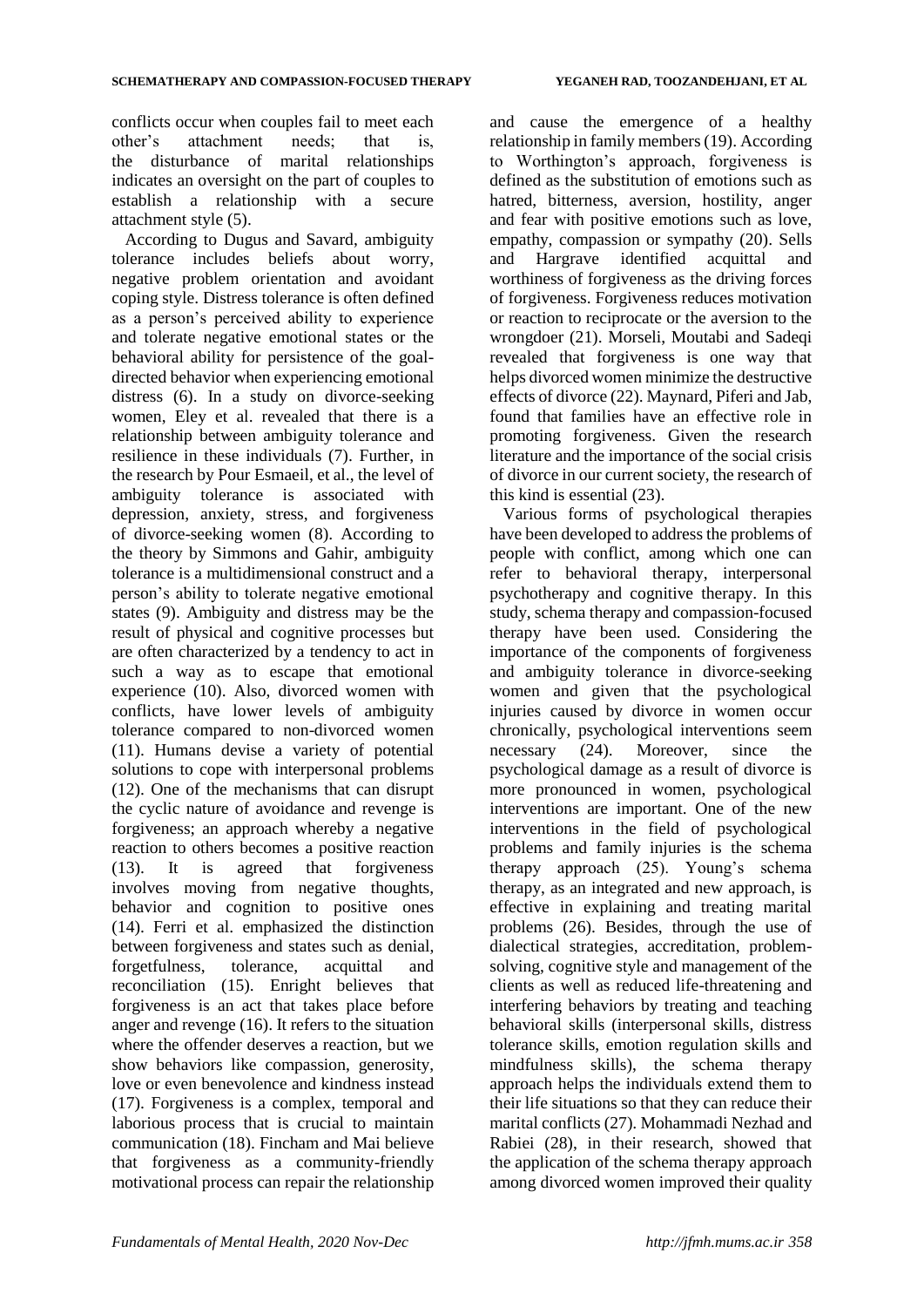conflicts occur when couples fail to meet each other's attachment needs; that is, the disturbance of marital relationships indicates an oversight on the part of couples to establish a relationship with a secure attachment style (5).

According to Dugus and Savard, ambiguity tolerance includes beliefs about worry, negative problem orientation and avoidant coping style. Distress tolerance is often defined as a person's perceived ability to experience and tolerate negative emotional states or the behavioral ability for persistence of the goal-directed behavior when experiencing emotional distress (6). In a study on divorce-seeking women, Eley et al. revealed that there is a relationship between ambiguity tolerance and resilience in these individuals (7). Further, in the research by Pour Esmaeil, et al., the level of ambiguity tolerance is associated with depression, anxiety, stress, and forgiveness of divorce-seeking women (8). According to the theory by Simmons and Gahir, ambiguity tolerance is a multidimensional construct and a person's ability to tolerate negative emotional states (9). Ambiguity and distress may be the result of physical and cognitive processes but are often characterized by a tendency to act in such a way as to escape that emotional experience (10). Also, divorced women with conflicts, have lower levels of ambiguity tolerance compared to non-divorced women (11). Humans devise a variety of potential solutions to cope with interpersonal problems (12). One of the mechanisms that can disrupt the cyclic nature of avoidance and revenge is forgiveness; an approach whereby a negative reaction to others becomes a positive reaction (13). It is agreed that forgiveness involves moving from negative thoughts, behavior and cognition to positive ones (14). Ferri et al. emphasized the distinction between forgiveness and states such as denial, forgetfulness, tolerance, acquittal and reconciliation (15). Enright believes that forgiveness is an act that takes place before anger and revenge (16). It refers to the situation where the offender deserves a reaction, but we show behaviors like compassion, generosity, love or even benevolence and kindness instead (17). Forgiveness is a complex, temporal and laborious process that is crucial to maintain communication (18). Fincham and Mai believe that forgiveness as a community-friendly motivational process can repair the relationship and cause the emergence of a healthy relationship in family members (19). According to Worthington's approach, forgiveness is defined as the substitution of emotions such as hatred, bitterness, aversion, hostility, anger and fear with positive emotions such as love, empathy, compassion or sympathy (20). Sells and Hargrave identified acquittal and worthiness of forgiveness as the driving forces of forgiveness. Forgiveness reduces motivation or reaction to reciprocate or the aversion to the wrongdoer (21). Morseli, Moutabi and Sadeqi revealed that forgiveness is one way that helps divorced women minimize the destructive effects of divorce (22). Maynard, Piferi and Jab, found that families have an effective role in promoting forgiveness. Given the research literature and the importance of the social crisis of divorce in our current society, the research of this kind is essential (23).

Various forms of psychological therapies have been developed to address the problems of people with conflict, among which one can refer to behavioral therapy, interpersonal psychotherapy and cognitive therapy. In this study, schema therapy and compassion-focused therapy have been used. Considering the importance of the components of forgiveness and ambiguity tolerance in divorce-seeking women and given that the psychological injuries caused by divorce in women occur chronically, psychological interventions seem necessary (24). Moreover, since the psychological damage as a result of divorce is more pronounced in women, psychological interventions are important. One of the new interventions in the field of psychological problems and family injuries is the schema therapy approach (25). Young's schema therapy, as an integrated and new approach, is effective in explaining and treating marital problems (26). Besides, through the use of dialectical strategies, accreditation, problem-solving, cognitive style and management of the clients as well as reduced life-threatening and interfering behaviors by treating and teaching behavioral skills (interpersonal skills, distress tolerance skills, emotion regulation skills and mindfulness skills), the schema therapy approach helps the individuals extend them to their life situations so that they can reduce their marital conflicts (27). Mohammadi Nezhad and Rabiei (28), in their research, showed that the application of the schema therapy approach among divorced women improved their quality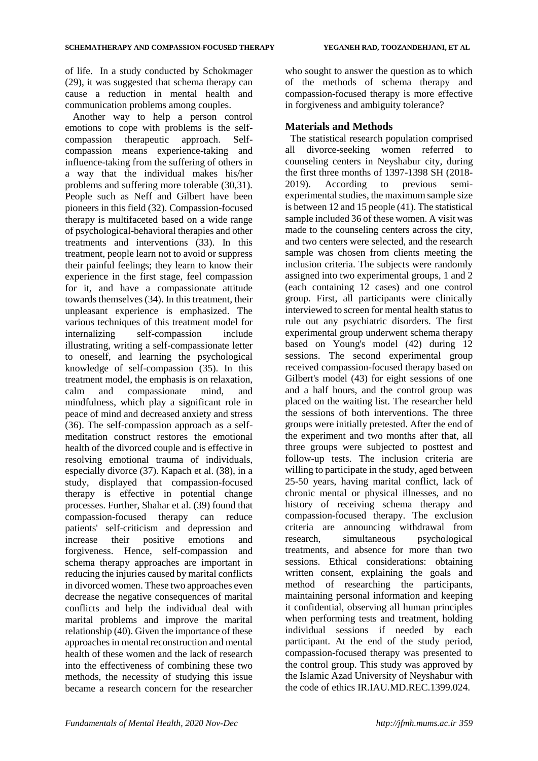of life. In a study conducted by Schokmager (29), it was suggested that schema therapy can cause a reduction in mental health and communication problems among couples.

Another way to help a person control emotions to cope with problems is the self-compassion therapeutic approach. Self-compassion means experience-taking and influence-taking from the suffering of others in a way that the individual makes his/her problems and suffering more tolerable (30,31). People such as Neff and Gilbert have been pioneers in this field (32). Compassion-focused therapy is multifaceted based on a wide range of psychological-behavioral therapies and other treatments and interventions (33). In this treatment, people learn not to avoid or suppress their painful feelings; they learn to know their experience in the first stage, feel compassion for it, and have a compassionate attitude towards themselves (34). In this treatment, their unpleasant experience is emphasized. The various techniques of this treatment model for internalizing self-compassion include illustrating, writing a self-compassionate letter to oneself, and learning the psychological knowledge of self-compassion (35). In this treatment model, the emphasis is on relaxation, calm and compassionate mind, and mindfulness, which play a significant role in peace of mind and decreased anxiety and stress (36). The self-compassion approach as a self-meditation construct restores the emotional health of the divorced couple and is effective in resolving emotional trauma of individuals, especially divorce (37). Kapach et al. (38), in a study, displayed that compassion-focused therapy is effective in potential change processes. Further, Shahar et al. (39) found that compassion-focused therapy can reduce patients' self-criticism and depression and increase their positive emotions and forgiveness. Hence, self-compassion and schema therapy approaches are important in reducing the injuries caused by marital conflicts in divorced women. These two approaches even decrease the negative consequences of marital conflicts and help the individual deal with marital problems and improve the marital relationship (40). Given the importance of these approaches in mental reconstruction and mental health of these women and the lack of research into the effectiveness of combining these two methods, the necessity of studying this issue became a research concern for the researcher who sought to answer the question as to which of the methods of schema therapy and compassion-focused therapy is more effective in forgiveness and ambiguity tolerance?

## Materials and Methods

The statistical research population comprised all divorce-seeking women referred to counseling centers in Neyshabur city, during the first three months of 1397-1398 SH (2018-2019). According to previous semi-experimental studies, the maximum sample size is between 12 and 15 people (41). The statistical sample included 36 of these women. A visit was made to the counseling centers across the city, and two centers were selected, and the research sample was chosen from clients meeting the inclusion criteria. The subjects were randomly assigned into two experimental groups, 1 and 2 (each containing 12 cases) and one control group. First, all participants were clinically interviewed to screen for mental health status to rule out any psychiatric disorders. The first experimental group underwent schema therapy based on Young's model (42) during 12 sessions. The second experimental group received compassion-focused therapy based on Gilbert's model (43) for eight sessions of one and a half hours, and the control group was placed on the waiting list. The researcher held the sessions of both interventions. The three groups were initially pretested. After the end of the experiment and two months after that, all three groups were subjected to posttest and follow-up tests. The inclusion criteria are willing to participate in the study, aged between 25-50 years, having marital conflict, lack of chronic mental or physical illnesses, and no history of receiving schema therapy and compassion-focused therapy. The exclusion criteria are announcing withdrawal from research, simultaneous psychological treatments, and absence for more than two sessions. Ethical considerations: obtaining written consent, explaining the goals and method of researching the participants, maintaining personal information and keeping it confidential, observing all human principles when performing tests and treatment, holding individual sessions if needed by each participant. At the end of the study period, compassion-focused therapy was presented to the control group. This study was approved by the Islamic Azad University of Neyshabur with the code of ethics IR.IAU.MD.REC.1399.024.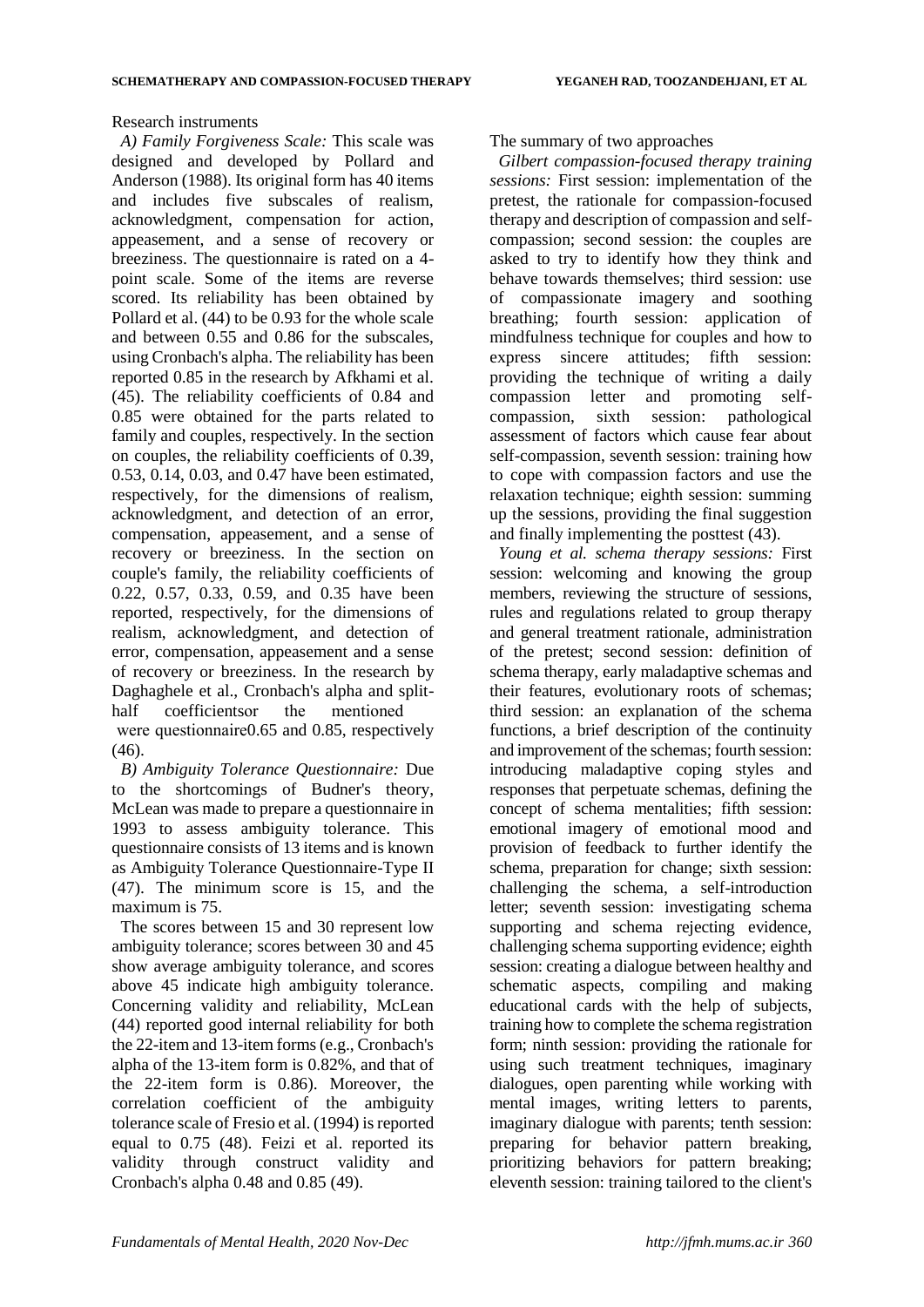Research instruments

*A) Family Forgiveness Scale:* This scale was designed and developed by Pollard and Anderson (1988). Its original form has 40 items and includes five subscales of realism, acknowledgment, compensation for action, appeasement, and a sense of recovery or breeziness. The questionnaire is rated on a 4-point scale. Some of the items are reverse scored. Its reliability has been obtained by Pollard et al. (44) to be 0.93 for the whole scale and between 0.55 and 0.86 for the subscales, using Cronbach's alpha. The reliability has been reported 0.85 in the research by Afkhami et al. (45). The reliability coefficients of 0.84 and 0.85 were obtained for the parts related to family and couples, respectively. In the section on couples, the reliability coefficients of 0.39, 0.53, 0.14, 0.03, and 0.47 have been estimated, respectively, for the dimensions of realism, acknowledgment, and detection of an error, compensation, appeasement, and a sense of recovery or breeziness. In the section on couple's family, the reliability coefficients of 0.22, 0.57, 0.33, 0.59, and 0.35 have been reported, respectively, for the dimensions of realism, acknowledgment, and detection of error, compensation, appeasement and a sense of recovery or breeziness. In the research by Daghaghele et al., Cronbach's alpha and split-half coefficientsor the mentioned were questionnaire0.65 and 0.85, respectively (46).

*B) Ambiguity Tolerance Questionnaire:* Due to the shortcomings of Budner's theory, McLean was made to prepare a questionnaire in 1993 to assess ambiguity tolerance. This questionnaire consists of 13 items and is known as Ambiguity Tolerance Questionnaire-Type II (47). The minimum score is 15, and the maximum is 75.

The scores between 15 and 30 represent low ambiguity tolerance; scores between 30 and 45 show average ambiguity tolerance, and scores above 45 indicate high ambiguity tolerance. Concerning validity and reliability, McLean (44) reported good internal reliability for both the 22-item and 13-item forms (e.g., Cronbach's alpha of the 13-item form is 0.82%, and that of the 22-item form is 0.86). Moreover, the correlation coefficient of the ambiguity tolerance scale of Fresio et al. (1994) is reported equal to 0.75 (48). Feizi et al. reported its validity through construct validity and Cronbach's alpha 0.48 and 0.85 (49).

The summary of two approaches

*Gilbert compassion-focused therapy training sessions:* First session: implementation of the pretest, the rationale for compassion-focused therapy and description of compassion and self-compassion; second session: the couples are asked to try to identify how they think and behave towards themselves; third session: use of compassionate imagery and soothing breathing; fourth session: application of mindfulness technique for couples and how to express sincere attitudes; fifth session: providing the technique of writing a daily compassion letter and promoting self-compassion, sixth session: pathological assessment of factors which cause fear about self-compassion, seventh session: training how to cope with compassion factors and use the relaxation technique; eighth session: summing up the sessions, providing the final suggestion and finally implementing the posttest (43).

*Young et al. schema therapy sessions:* First session: welcoming and knowing the group members, reviewing the structure of sessions, rules and regulations related to group therapy and general treatment rationale, administration of the pretest; second session: definition of schema therapy, early maladaptive schemas and their features, evolutionary roots of schemas; third session: an explanation of the schema functions, a brief description of the continuity and improvement of the schemas; fourth session: introducing maladaptive coping styles and responses that perpetuate schemas, defining the concept of schema mentalities; fifth session: emotional imagery of emotional mood and provision of feedback to further identify the schema, preparation for change; sixth session: challenging the schema, a self-introduction letter; seventh session: investigating schema supporting and schema rejecting evidence, challenging schema supporting evidence; eighth session: creating a dialogue between healthy and schematic aspects, compiling and making educational cards with the help of subjects, training how to complete the schema registration form; ninth session: providing the rationale for using such treatment techniques, imaginary dialogues, open parenting while working with mental images, writing letters to parents, imaginary dialogue with parents; tenth session: preparing for behavior pattern breaking, prioritizing behaviors for pattern breaking; eleventh session: training tailored to the client's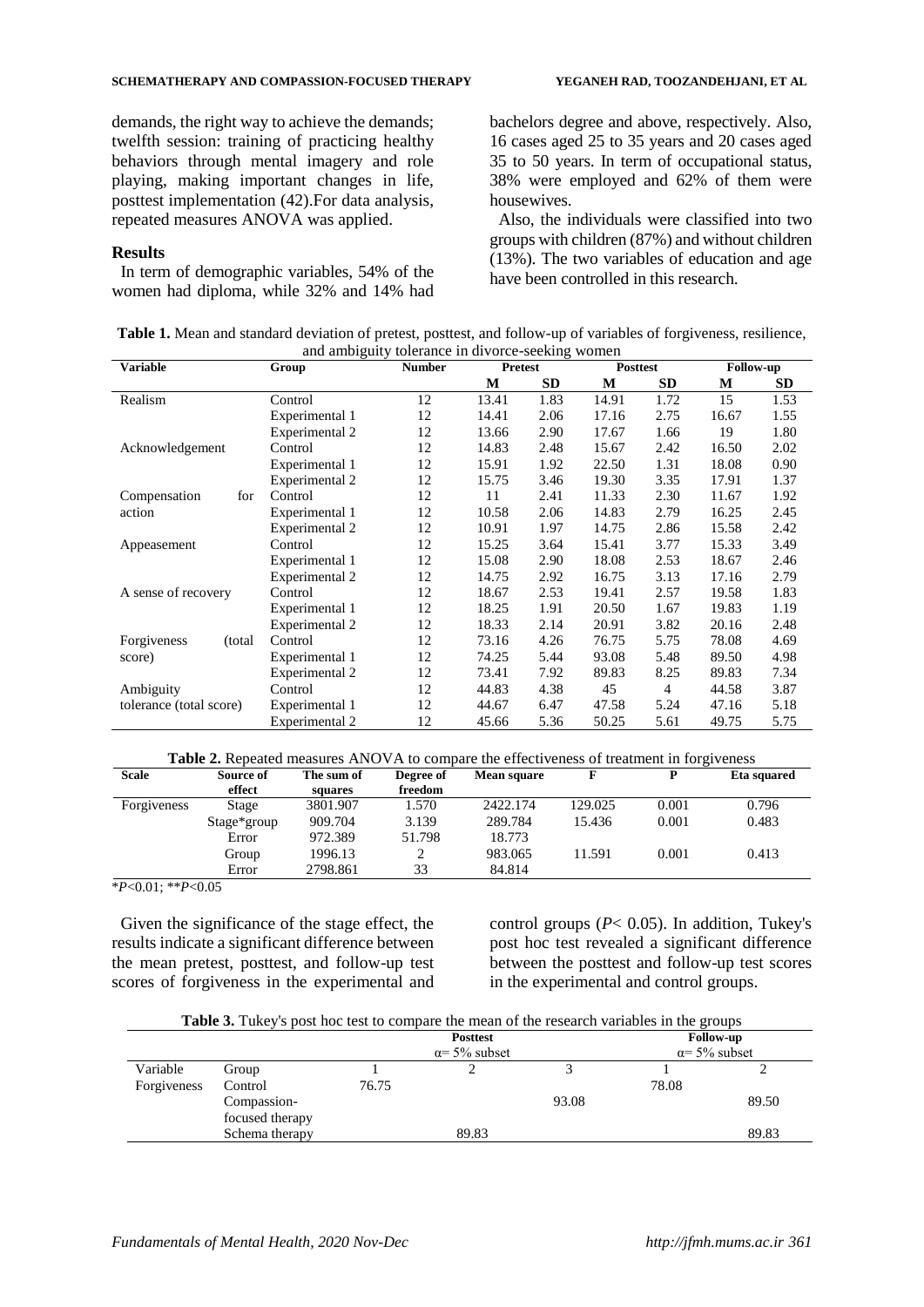demands, the right way to achieve the demands; twelfth session: training of practicing healthy behaviors through mental imagery and role playing, making important changes in life, posttest implementation (42).For data analysis, repeated measures ANOVA was applied.

## Results

In term of demographic variables, 54% of the women had diploma, while 32% and 14% had bachelors degree and above, respectively. Also, 16 cases aged 25 to 35 years and 20 cases aged 35 to 50 years. In term of occupational status, 38% were employed and 62% of them were housewives.

Also, the individuals were classified into two groups with children (87%) and without children (13%). The two variables of education and age have been controlled in this research.

**Table 1.** Mean and standard deviation of pretest, posttest, and follow-up of variables of forgiveness, resilience, and ambiguity tolerance in divorce-seeking women

| Variable | Group | Number | Pretest | | Posttest | | Follow-up | |
|---|---|---|---|---|---|---|---|---|
| | | | M | SD | M | SD | M | SD |
| Realism | Control | 12 | 13.41 | 1.83 | 14.91 | 1.72 | 15 | 1.53 |
| | Experimental 1 | 12 | 14.41 | 2.06 | 17.16 | 2.75 | 16.67 | 1.55 |
| | Experimental 2 | 12 | 13.66 | 2.90 | 17.67 | 1.66 | 19 | 1.80 |
| Acknowledgement | Control | 12 | 14.83 | 2.48 | 15.67 | 2.42 | 16.50 | 2.02 |
| | Experimental 1 | 12 | 15.91 | 1.92 | 22.50 | 1.31 | 18.08 | 0.90 |
| | Experimental 2 | 12 | 15.75 | 3.46 | 19.30 | 3.35 | 17.91 | 1.37 |
| Compensation for action | Control | 12 | 11 | 2.41 | 11.33 | 2.30 | 11.67 | 1.92 |
| | Experimental 1 | 12 | 10.58 | 2.06 | 14.83 | 2.79 | 16.25 | 2.45 |
| | Experimental 2 | 12 | 10.91 | 1.97 | 14.75 | 2.86 | 15.58 | 2.42 |
| Appeasement | Control | 12 | 15.25 | 3.64 | 15.41 | 3.77 | 15.33 | 3.49 |
| | Experimental 1 | 12 | 15.08 | 2.90 | 18.08 | 2.53 | 18.67 | 2.46 |
| | Experimental 2 | 12 | 14.75 | 2.92 | 16.75 | 3.13 | 17.16 | 2.79 |
| A sense of recovery | Control | 12 | 18.67 | 2.53 | 19.41 | 2.57 | 19.58 | 1.83 |
| | Experimental 1 | 12 | 18.25 | 1.91 | 20.50 | 1.67 | 19.83 | 1.19 |
| | Experimental 2 | 12 | 18.33 | 2.14 | 20.91 | 3.82 | 20.16 | 2.48 |
| Forgiveness (total score) | Control | 12 | 73.16 | 4.26 | 76.75 | 5.75 | 78.08 | 4.69 |
| | Experimental 1 | 12 | 74.25 | 5.44 | 93.08 | 5.48 | 89.50 | 4.98 |
| | Experimental 2 | 12 | 73.41 | 7.92 | 89.83 | 8.25 | 89.83 | 7.34 |
| Ambiguity tolerance (total score) | Control | 12 | 44.83 | 4.38 | 45 | 4 | 44.58 | 3.87 |
| | Experimental 1 | 12 | 44.67 | 6.47 | 47.58 | 5.24 | 47.16 | 5.18 |
| | Experimental 2 | 12 | 45.66 | 5.36 | 50.25 | 5.61 | 49.75 | 5.75 |

**Table 2.** Repeated measures ANOVA to compare the effectiveness of treatment in forgiveness

| Scale | Source of effect | The sum of squares | Degree of freedom | Mean square | F | P | Eta squared |
|---|---|---|---|---|---|---|---|
| Forgiveness | Stage | 3801.907 | 1.570 | 2422.174 | 129.025 | 0.001 | 0.796 |
| | Stage*group | 909.704 | 3.139 | 289.784 | 15.436 | 0.001 | 0.483 |
| | Error | 972.389 | 51.798 | 18.773 | | | |
| | Group | 1996.13 | 2 | 983.065 | 11.591 | 0.001 | 0.413 |
| | Error | 2798.861 | 33 | 84.814 | | | |

*$P<0.01$; **$P<0.05$

Given the significance of the stage effect, the results indicate a significant difference between the mean pretest, posttest, and follow-up test scores of forgiveness in the experimental and control groups ($P< 0.05$). In addition, Tukey's post hoc test revealed a significant difference between the posttest and follow-up test scores in the experimental and control groups.

**Table 3.** Tukey's post hoc test to compare the mean of the research variables in the groups

| | | Posttest | | | Follow-up | |
|---|---|---|---|---|---|---|
| | | α= 5% subset | | | α= 5% subset | |
| Variable | Group | 1 | 2 | 3 | 1 | 2 |
| Forgiveness | Control | 76.75 | | | 78.08 | |
| | Compassion-focused therapy | | | 93.08 | | 89.50 |
| | Schema therapy | | 89.83 | | | 89.83 |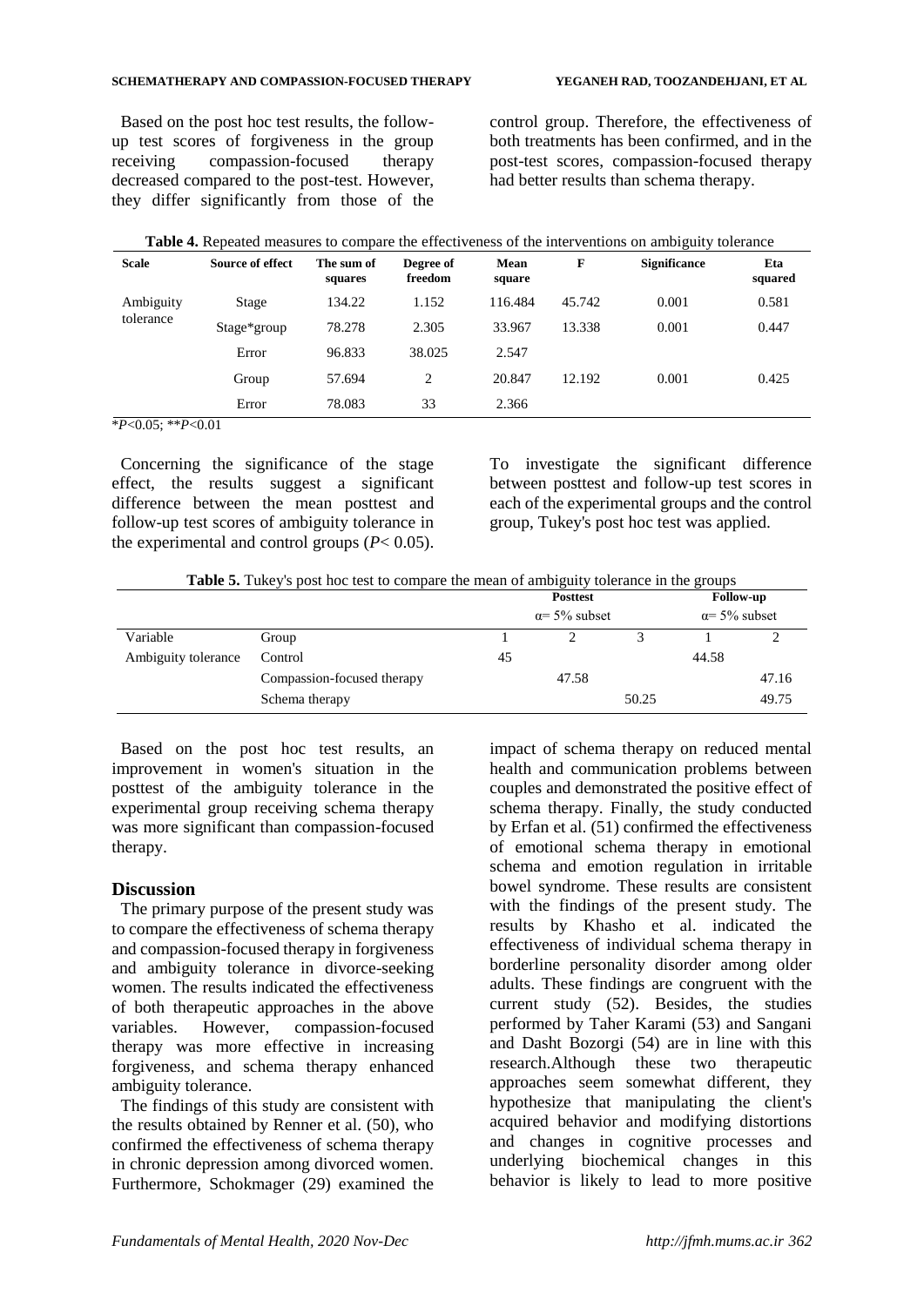Based on the post hoc test results, the follow-up test scores of forgiveness in the group receiving compassion-focused therapy decreased compared to the post-test. However, they differ significantly from those of the control group. Therefore, the effectiveness of both treatments has been confirmed, and in the post-test scores, compassion-focused therapy had better results than schema therapy.

**Table 4.** Repeated measures to compare the effectiveness of the interventions on ambiguity tolerance

| Scale | Source of effect | The sum of squares | Degree of freedom | Mean square | F | Significance | Eta squared |
|---|---|---|---|---|---|---|---|
| Ambiguity tolerance | Stage | 134.22 | 1.152 | 116.484 | 45.742 | 0.001 | 0.581 |
| | Stage*group | 78.278 | 2.305 | 33.967 | 13.338 | 0.001 | 0.447 |
| | Error | 96.833 | 38.025 | 2.547 | | | |
| | Group | 57.694 | 2 | 20.847 | 12.192 | 0.001 | 0.425 |
| | Error | 78.083 | 33 | 2.366 | | | |

*$P<0.05$; **$P<0.01$

Concerning the significance of the stage effect, the results suggest a significant difference between the mean posttest and follow-up test scores of ambiguity tolerance in the experimental and control groups ($P< 0.05$). To investigate the significant difference between posttest and follow-up test scores in each of the experimental groups and the control group, Tukey's post hoc test was applied.

**Table 5.** Tukey's post hoc test to compare the mean of ambiguity tolerance in the groups

| | | Posttest | | | Follow-up | |
|---|---|---|---|---|---|---|
| | | α= 5% subset | | | α= 5% subset | |
| Variable | Group | 1 | 2 | 3 | 1 | 2 |
| Ambiguity tolerance | Control | 45 | | | 44.58 | |
| | Compassion-focused therapy | | 47.58 | | | 47.16 |
| | Schema therapy | | | 50.25 | | 49.75 |

Based on the post hoc test results, an improvement in women's situation in the posttest of the ambiguity tolerance in the experimental group receiving schema therapy was more significant than compassion-focused therapy.

## Discussion

The primary purpose of the present study was to compare the effectiveness of schema therapy and compassion-focused therapy in forgiveness and ambiguity tolerance in divorce-seeking women. The results indicated the effectiveness of both therapeutic approaches in the above variables. However, compassion-focused therapy was more effective in increasing forgiveness, and schema therapy enhanced ambiguity tolerance.

The findings of this study are consistent with the results obtained by Renner et al. (50), who confirmed the effectiveness of schema therapy in chronic depression among divorced women. Furthermore, Schokmager (29) examined the impact of schema therapy on reduced mental health and communication problems between couples and demonstrated the positive effect of schema therapy. Finally, the study conducted by Erfan et al. (51) confirmed the effectiveness of emotional schema therapy in emotional schema and emotion regulation in irritable bowel syndrome. These results are consistent with the findings of the present study. The results by Khasho et al. indicated the effectiveness of individual schema therapy in borderline personality disorder among older adults. These findings are congruent with the current study (52). Besides, the studies performed by Taher Karami (53) and Sangani and Dasht Bozorgi (54) are in line with this research.Although these two therapeutic approaches seem somewhat different, they hypothesize that manipulating the client's acquired behavior and modifying distortions and changes in cognitive processes and underlying biochemical changes in this behavior is likely to lead to more positive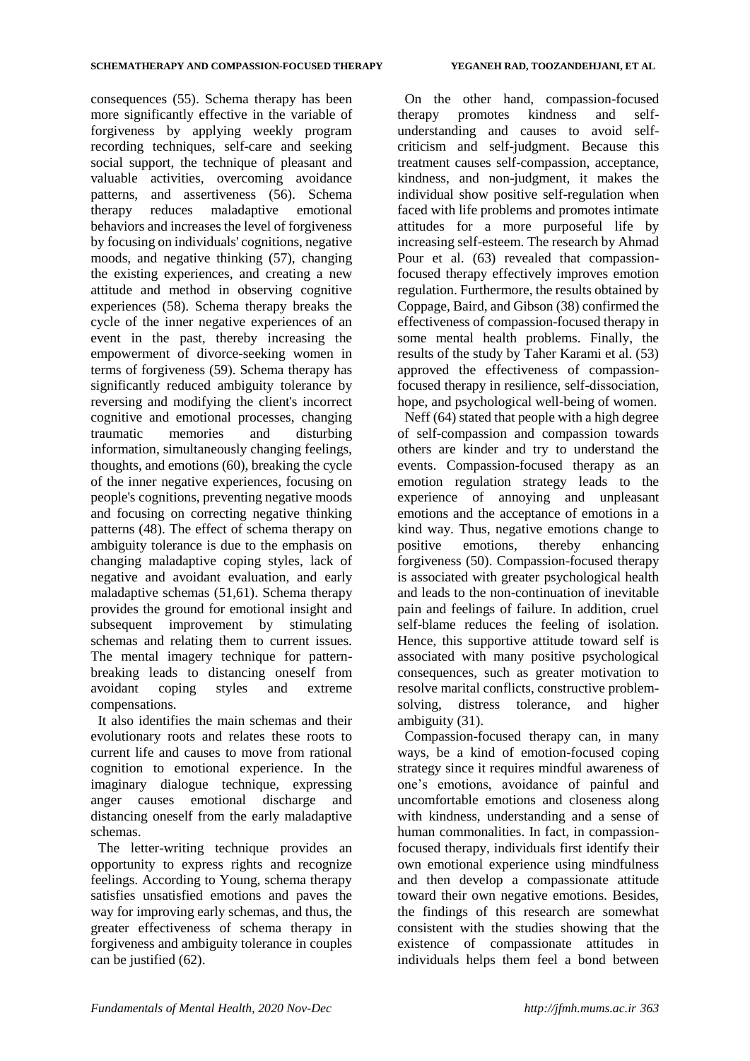consequences (55). Schema therapy has been more significantly effective in the variable of forgiveness by applying weekly program recording techniques, self-care and seeking social support, the technique of pleasant and valuable activities, overcoming avoidance patterns, and assertiveness (56). Schema therapy reduces maladaptive emotional behaviors and increases the level of forgiveness by focusing on individuals' cognitions, negative moods, and negative thinking (57), changing the existing experiences, and creating a new attitude and method in observing cognitive experiences (58). Schema therapy breaks the cycle of the inner negative experiences of an event in the past, thereby increasing the empowerment of divorce-seeking women in terms of forgiveness (59). Schema therapy has significantly reduced ambiguity tolerance by reversing and modifying the client's incorrect cognitive and emotional processes, changing traumatic memories and disturbing information, simultaneously changing feelings, thoughts, and emotions (60), breaking the cycle of the inner negative experiences, focusing on people's cognitions, preventing negative moods and focusing on correcting negative thinking patterns (48). The effect of schema therapy on ambiguity tolerance is due to the emphasis on changing maladaptive coping styles, lack of negative and avoidant evaluation, and early maladaptive schemas (51,61). Schema therapy provides the ground for emotional insight and subsequent improvement by stimulating schemas and relating them to current issues. The mental imagery technique for pattern-breaking leads to distancing oneself from avoidant coping styles and extreme compensations.

It also identifies the main schemas and their evolutionary roots and relates these roots to current life and causes to move from rational cognition to emotional experience. In the imaginary dialogue technique, expressing anger causes emotional discharge and distancing oneself from the early maladaptive schemas.

The letter-writing technique provides an opportunity to express rights and recognize feelings. According to Young, schema therapy satisfies unsatisfied emotions and paves the way for improving early schemas, and thus, the greater effectiveness of schema therapy in forgiveness and ambiguity tolerance in couples can be justified (62).

On the other hand, compassion-focused therapy promotes kindness and self-understanding and causes to avoid self-criticism and self-judgment. Because this treatment causes self-compassion, acceptance, kindness, and non-judgment, it makes the individual show positive self-regulation when faced with life problems and promotes intimate attitudes for a more purposeful life by increasing self-esteem. The research by Ahmad Pour et al. (63) revealed that compassion-focused therapy effectively improves emotion regulation. Furthermore, the results obtained by Coppage, Baird, and Gibson (38) confirmed the effectiveness of compassion-focused therapy in some mental health problems. Finally, the results of the study by Taher Karami et al. (53) approved the effectiveness of compassion-focused therapy in resilience, self-dissociation, hope, and psychological well-being of women.

Neff (64) stated that people with a high degree of self-compassion and compassion towards others are kinder and try to understand the events. Compassion-focused therapy as an emotion regulation strategy leads to the experience of annoying and unpleasant emotions and the acceptance of emotions in a kind way. Thus, negative emotions change to positive emotions, thereby enhancing forgiveness (50). Compassion-focused therapy is associated with greater psychological health and leads to the non-continuation of inevitable pain and feelings of failure. In addition, cruel self-blame reduces the feeling of isolation. Hence, this supportive attitude toward self is associated with many positive psychological consequences, such as greater motivation to resolve marital conflicts, constructive problem-solving, distress tolerance, and higher ambiguity (31).

Compassion-focused therapy can, in many ways, be a kind of emotion-focused coping strategy since it requires mindful awareness of one's emotions, avoidance of painful and uncomfortable emotions and closeness along with kindness, understanding and a sense of human commonalities. In fact, in compassion-focused therapy, individuals first identify their own emotional experience using mindfulness and then develop a compassionate attitude toward their own negative emotions. Besides, the findings of this research are somewhat consistent with the studies showing that the existence of compassionate attitudes in individuals helps them feel a bond between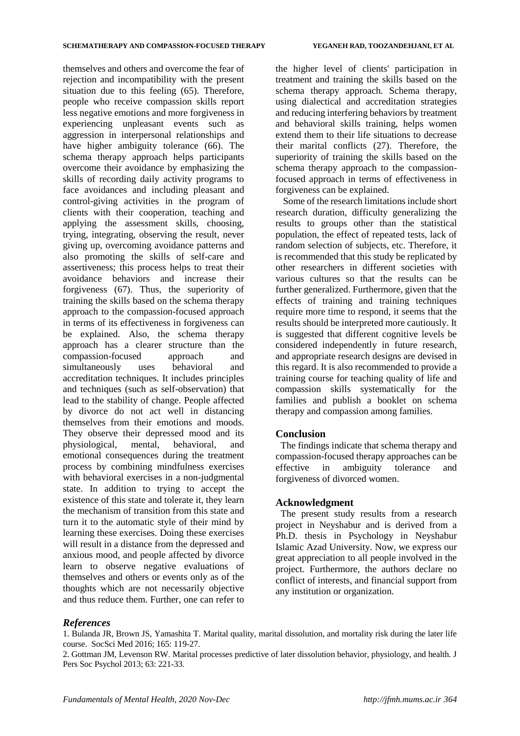themselves and others and overcome the fear of rejection and incompatibility with the present situation due to this feeling (65). Therefore, people who receive compassion skills report less negative emotions and more forgiveness in experiencing unpleasant events such as aggression in interpersonal relationships and have higher ambiguity tolerance (66). The schema therapy approach helps participants overcome their avoidance by emphasizing the skills of recording daily activity programs to face avoidances and including pleasant and control-giving activities in the program of clients with their cooperation, teaching and applying the assessment skills, choosing, trying, integrating, observing the result, never giving up, overcoming avoidance patterns and also promoting the skills of self-care and assertiveness; this process helps to treat their avoidance behaviors and increase their forgiveness (67). Thus, the superiority of training the skills based on the schema therapy approach to the compassion-focused approach in terms of its effectiveness in forgiveness can be explained. Also, the schema therapy approach has a clearer structure than the compassion-focused approach and simultaneously uses behavioral and accreditation techniques. It includes principles and techniques (such as self-observation) that lead to the stability of change. People affected by divorce do not act well in distancing themselves from their emotions and moods. They observe their depressed mood and its physiological, mental, behavioral, and emotional consequences during the treatment process by combining mindfulness exercises with behavioral exercises in a non-judgmental state. In addition to trying to accept the existence of this state and tolerate it, they learn the mechanism of transition from this state and turn it to the automatic style of their mind by learning these exercises. Doing these exercises will result in a distance from the depressed and anxious mood, and people affected by divorce learn to observe negative evaluations of themselves and others or events only as of the thoughts which are not necessarily objective and thus reduce them. Further, one can refer to the higher level of clients' participation in treatment and training the skills based on the schema therapy approach. Schema therapy, using dialectical and accreditation strategies and reducing interfering behaviors by treatment and behavioral skills training, helps women extend them to their life situations to decrease their marital conflicts (27). Therefore, the superiority of training the skills based on the schema therapy approach to the compassion-focused approach in terms of effectiveness in forgiveness can be explained.

Some of the research limitations include short research duration, difficulty generalizing the results to groups other than the statistical population, the effect of repeated tests, lack of random selection of subjects, etc. Therefore, it is recommended that this study be replicated by other researchers in different societies with various cultures so that the results can be further generalized. Furthermore, given that the effects of training and training techniques require more time to respond, it seems that the results should be interpreted more cautiously. It is suggested that different cognitive levels be considered independently in future research, and appropriate research designs are devised in this regard. It is also recommended to provide a training course for teaching quality of life and compassion skills systematically for the families and publish a booklet on schema therapy and compassion among families.

## Conclusion

The findings indicate that schema therapy and compassion-focused therapy approaches can be effective in ambiguity tolerance and forgiveness of divorced women.

## Acknowledgment

The present study results from a research project in Neyshabur and is derived from a Ph.D. thesis in Psychology in Neyshabur Islamic Azad University. Now, we express our great appreciation to all people involved in the project. Furthermore, the authors declare no conflict of interests, and financial support from any institution or organization.

## *References*

1. Bulanda JR, Brown JS, Yamashita T. Marital quality, marital dissolution, and mortality risk during the later life course. SocSci Med 2016; 165: 119-27.
2. Gottman JM, Levenson RW. Marital processes predictive of later dissolution behavior, physiology, and health. J Pers Soc Psychol 2013; 63: 221-33.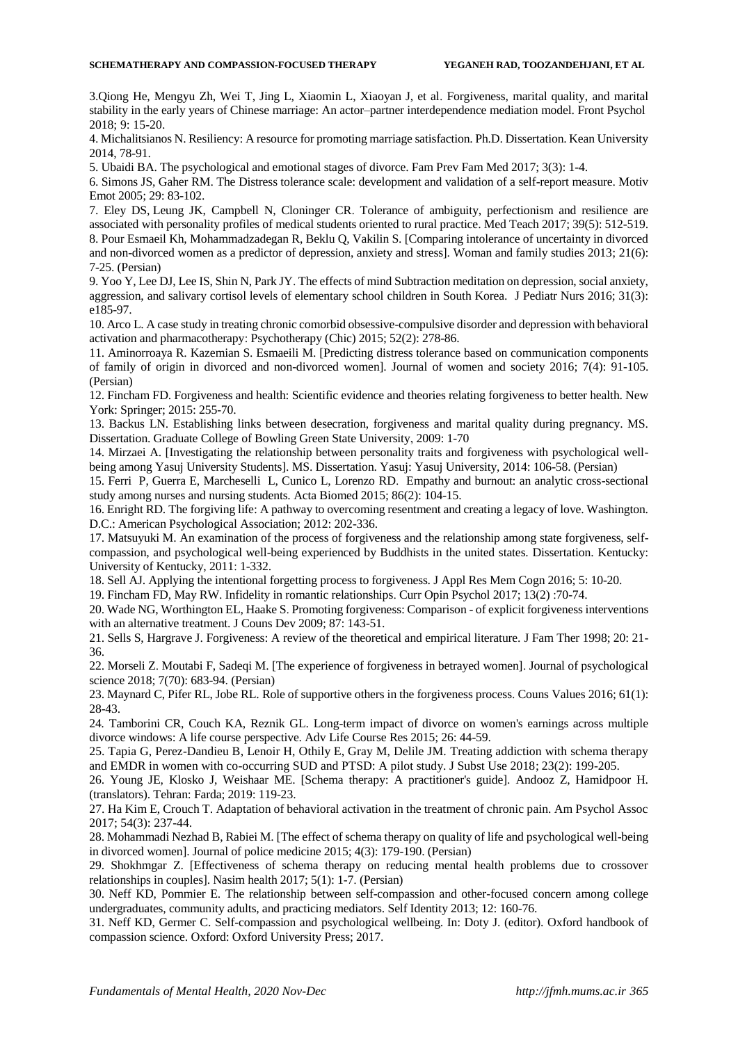3.Qiong He, Mengyu Zh, Wei T, Jing L, Xiaomin L, Xiaoyan J, et al. Forgiveness, marital quality, and marital stability in the early years of Chinese marriage: An actor–partner interdependence mediation model. Front Psychol 2018; 9: 15-20.

4. Michalitsianos N. Resiliency: A resource for promoting marriage satisfaction. Ph.D. Dissertation. Kean University 2014, 78-91.

5. Ubaidi BA. The psychological and emotional stages of divorce. Fam Prev Fam Med 2017; 3(3): 1-4.

6. Simons JS, Gaher RM. The Distress tolerance scale: development and validation of a self-report measure. Motiv Emot 2005; 29: 83-102.

7. Eley DS, Leung JK, Campbell N, Cloninger CR. Tolerance of ambiguity, perfectionism and resilience are associated with personality profiles of medical students oriented to rural practice. Med Teach 2017; 39(5): 512-519.

8. Pour Esmaeil Kh, Mohammadzadegan R, Beklu Q, Vakilin S. [Comparing intolerance of uncertainty in divorced and non-divorced women as a predictor of depression, anxiety and stress]. Woman and family studies 2013; 21(6): 7-25. (Persian)

9. Yoo Y, Lee DJ, Lee IS, Shin N, Park JY. The effects of mind Subtraction meditation on depression, social anxiety, aggression, and salivary cortisol levels of elementary school children in South Korea. J Pediatr Nurs 2016; 31(3): e185-97.

10. Arco L. A case study in treating chronic comorbid obsessive-compulsive disorder and depression with behavioral activation and pharmacotherapy: Psychotherapy (Chic) 2015; 52(2): 278-86.

11. Aminorroaya R. Kazemian S. Esmaeili M. [Predicting distress tolerance based on communication components of family of origin in divorced and non-divorced women]. Journal of women and society 2016; 7(4): 91-105. (Persian)

12. Fincham FD. Forgiveness and health: Scientific evidence and theories relating forgiveness to better health. New York: Springer; 2015: 255-70.

13. Backus LN. Establishing links between desecration, forgiveness and marital quality during pregnancy. MS. Dissertation. Graduate College of Bowling Green State University, 2009: 1-70

14. Mirzaei A. [Investigating the relationship between personality traits and forgiveness with psychological well-being among Yasuj University Students]. MS. Dissertation. Yasuj: Yasuj University, 2014: 106-58. (Persian)

15. Ferri P, Guerra E, Marcheselli L, Cunico L, Lorenzo RD. Empathy and burnout: an analytic cross-sectional study among nurses and nursing students. Acta Biomed 2015; 86(2): 104-15.

16. Enright RD. The forgiving life: A pathway to overcoming resentment and creating a legacy of love. Washington. D.C.: American Psychological Association; 2012: 202-336.

17. Matsuyuki M. An examination of the process of forgiveness and the relationship among state forgiveness, self-compassion, and psychological well-being experienced by Buddhists in the united states. Dissertation. Kentucky: University of Kentucky, 2011: 1-332.

18. Sell AJ. Applying the intentional forgetting process to forgiveness. J Appl Res Mem Cogn 2016; 5: 10-20.

19. Fincham FD, May RW. Infidelity in romantic relationships. Curr Opin Psychol 2017; 13(2) :70-74.

20. Wade NG, Worthington EL, Haake S. Promoting forgiveness: Comparison - of explicit forgiveness interventions with an alternative treatment. J Couns Dev 2009; 87: 143-51.

21. Sells S, Hargrave J. Forgiveness: A review of the theoretical and empirical literature. J Fam Ther 1998; 20: 21-36.

22. Morseli Z. Moutabi F, Sadeqi M. [The experience of forgiveness in betrayed women]. Journal of psychological science 2018; 7(70): 683-94. (Persian)

23. Maynard C, Pifer RL, Jobe RL. Role of supportive others in the forgiveness process. Couns Values 2016; 61(1): 28-43.

24. Tamborini CR, Couch KA, Reznik GL. Long-term impact of divorce on women's earnings across multiple divorce windows: A life course perspective. Adv Life Course Res 2015; 26: 44-59.

25. Tapia G, Perez-Dandieu B, Lenoir H, Othily E, Gray M, Delile JM. Treating addiction with schema therapy and EMDR in women with co-occurring SUD and PTSD: A pilot study. J Subst Use 2018; 23(2): 199-205.

26. Young JE, Klosko J, Weishaar ME. [Schema therapy: A practitioner's guide]. Andooz Z, Hamidpoor H. (translators). Tehran: Farda; 2019: 119-23.

27. Ha Kim E, Crouch T. Adaptation of behavioral activation in the treatment of chronic pain. Am Psychol Assoc 2017; 54(3): 237-44.

28. Mohammadi Nezhad B, Rabiei M. [The effect of schema therapy on quality of life and psychological well-being in divorced women]. Journal of police medicine 2015; 4(3): 179-190. (Persian)

29. Shokhmgar Z. [Effectiveness of schema therapy on reducing mental health problems due to crossover relationships in couples]. Nasim health 2017; 5(1): 1-7. (Persian)

30. Neff KD, Pommier E. The relationship between self-compassion and other-focused concern among college undergraduates, community adults, and practicing mediators. Self Identity 2013; 12: 160-76.

31. Neff KD, Germer C. Self-compassion and psychological wellbeing. In: Doty J. (editor). Oxford handbook of compassion science. Oxford: Oxford University Press; 2017.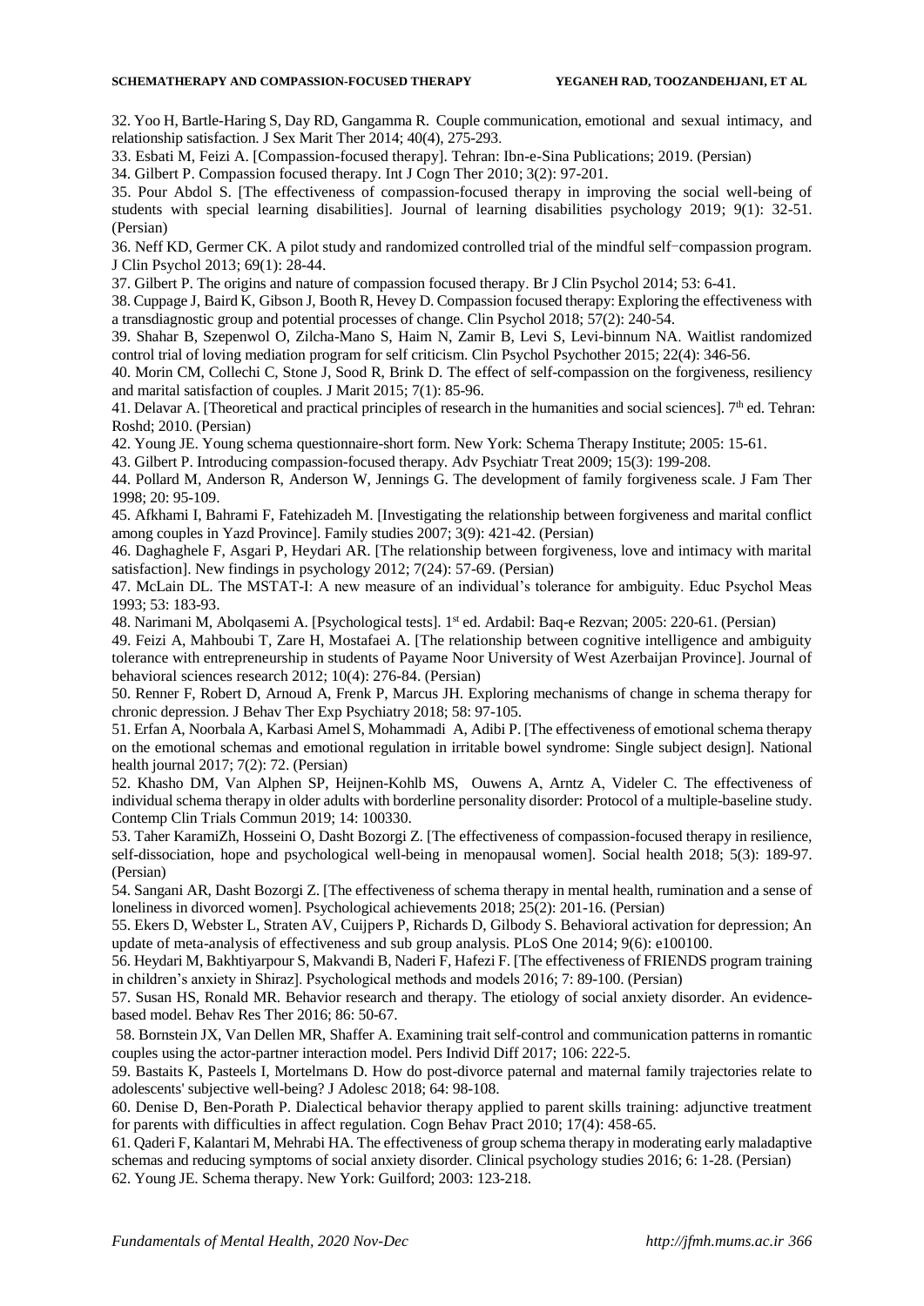32. Yoo H, Bartle-Haring S, Day RD, Gangamma R. Couple communication, emotional and sexual intimacy, and relationship satisfaction. J Sex Marit Ther 2014; 40(4), 275-293.

33. Esbati M, Feizi A. [Compassion-focused therapy]. Tehran: Ibn-e-Sina Publications; 2019. (Persian)

34. Gilbert P. Compassion focused therapy. Int J Cogn Ther 2010; 3(2): 97-201.

35. Pour Abdol S. [The effectiveness of compassion-focused therapy in improving the social well-being of students with special learning disabilities]. Journal of learning disabilities psychology 2019; 9(1): 32-51. (Persian)

36. Neff KD, Germer CK. A pilot study and randomized controlled trial of the mindful self-compassion program. J Clin Psychol 2013; 69(1): 28-44.

37. Gilbert P. The origins and nature of compassion focused therapy. Br J Clin Psychol 2014; 53: 6-41.

38. Cuppage J, Baird K, Gibson J, Booth R, Hevey D. Compassion focused therapy: Exploring the effectiveness with a transdiagnostic group and potential processes of change. Clin Psychol 2018; 57(2): 240-54.

39. Shahar B, Szepenwol O, Zilcha-Mano S, Haim N, Zamir B, Levi S, Levi-binnum NA. Waitlist randomized control trial of loving mediation program for self criticism. Clin Psychol Psychother 2015; 22(4): 346-56.

40. Morin CM, Collechi C, Stone J, Sood R, Brink D. The effect of self-compassion on the forgiveness, resiliency and marital satisfaction of couples. J Marit 2015; 7(1): 85-96.

41. Delavar A. [Theoretical and practical principles of research in the humanities and social sciences]. 7th ed. Tehran: Roshd; 2010. (Persian)

42. Young JE. Young schema questionnaire-short form. New York: Schema Therapy Institute; 2005: 15-61.

43. Gilbert P. Introducing compassion-focused therapy. Adv Psychiatr Treat 2009; 15(3): 199-208.

44. Pollard M, Anderson R, Anderson W, Jennings G. The development of family forgiveness scale. J Fam Ther 1998; 20: 95-109.

45. Afkhami I, Bahrami F, Fatehizadeh M. [Investigating the relationship between forgiveness and marital conflict among couples in Yazd Province]. Family studies 2007; 3(9): 421-42. (Persian)

46. Daghaghele F, Asgari P, Heydari AR. [The relationship between forgiveness, love and intimacy with marital satisfaction]. New findings in psychology 2012; 7(24): 57-69. (Persian)

47. McLain DL. The MSTAT-I: A new measure of an individual's tolerance for ambiguity. Educ Psychol Meas 1993; 53: 183-93.

48. Narimani M, Abolqasemi A. [Psychological tests]. 1st ed. Ardabil: Baq-e Rezvan; 2005: 220-61. (Persian)

49. Feizi A, Mahboubi T, Zare H, Mostafaei A. [The relationship between cognitive intelligence and ambiguity tolerance with entrepreneurship in students of Payame Noor University of West Azerbaijan Province]. Journal of behavioral sciences research 2012; 10(4): 276-84. (Persian)

50. Renner F, Robert D, Arnoud A, Frenk P, Marcus JH. Exploring mechanisms of change in schema therapy for chronic depression. J Behav Ther Exp Psychiatry 2018; 58: 97-105.

51. Erfan A, Noorbala A, Karbasi Amel S, Mohammadi A, Adibi P. [The effectiveness of emotional schema therapy on the emotional schemas and emotional regulation in irritable bowel syndrome: Single subject design]. National health journal 2017; 7(2): 72. (Persian)

52. Khasho DM, Van Alphen SP, Heijnen-Kohlb MS, Ouwens A, Arntz A, Videler C. The effectiveness of individual schema therapy in older adults with borderline personality disorder: Protocol of a multiple-baseline study. Contemp Clin Trials Commun 2019; 14: 100330.

53. Taher KaramiZh, Hosseini O, Dasht Bozorgi Z. [The effectiveness of compassion-focused therapy in resilience, self-dissociation, hope and psychological well-being in menopausal women]. Social health 2018; 5(3): 189-97. (Persian)

54. Sangani AR, Dasht Bozorgi Z. [The effectiveness of schema therapy in mental health, rumination and a sense of loneliness in divorced women]. Psychological achievements 2018; 25(2): 201-16. (Persian)

55. Ekers D, Webster L, Straten AV, Cuijpers P, Richards D, Gilbody S. Behavioral activation for depression; An update of meta-analysis of effectiveness and sub group analysis. PLoS One 2014; 9(6): e100100.

56. Heydari M, Bakhtiyarpour S, Makvandi B, Naderi F, Hafezi F. [The effectiveness of FRIENDS program training in children's anxiety in Shiraz]. Psychological methods and models 2016; 7: 89-100. (Persian)

57. Susan HS, Ronald MR. Behavior research and therapy. The etiology of social anxiety disorder. An evidence-based model. Behav Res Ther 2016; 86: 50-67.

58. Bornstein JX, Van Dellen MR, Shaffer A. Examining trait self-control and communication patterns in romantic couples using the actor-partner interaction model. Pers Individ Diff 2017; 106: 222-5.

59. Bastaits K, Pasteels I, Mortelmans D. How do post-divorce paternal and maternal family trajectories relate to adolescents' subjective well-being? J Adolesc 2018; 64: 98-108.

60. Denise D, Ben-Porath P. Dialectical behavior therapy applied to parent skills training: adjunctive treatment for parents with difficulties in affect regulation. Cogn Behav Pract 2010; 17(4): 458-65.

61. Qaderi F, Kalantari M, Mehrabi HA. The effectiveness of group schema therapy in moderating early maladaptive schemas and reducing symptoms of social anxiety disorder. Clinical psychology studies 2016; 6: 1-28. (Persian)

62. Young JE. Schema therapy. New York: Guilford; 2003: 123-218.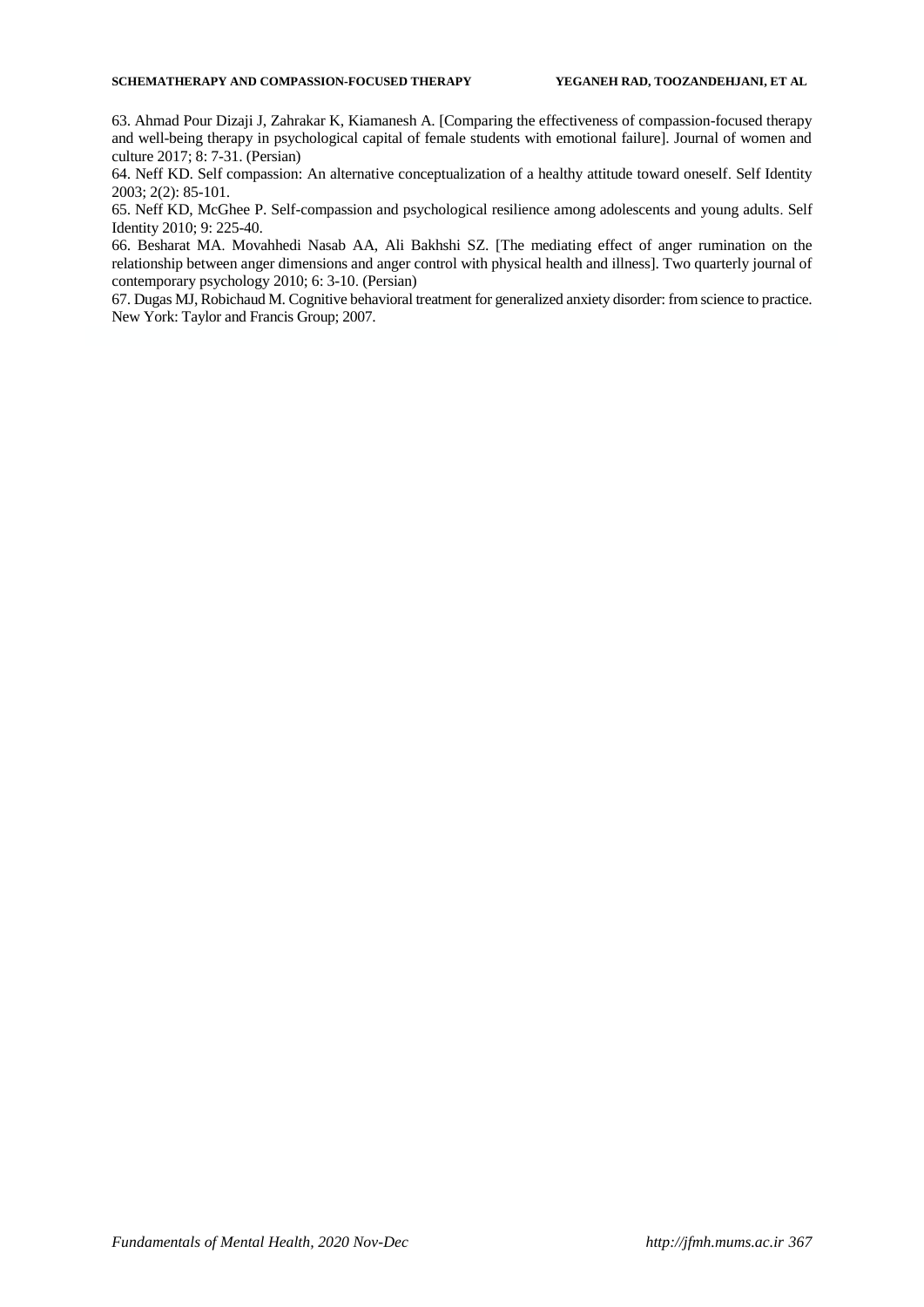63. Ahmad Pour Dizaji J, Zahrakar K, Kiamanesh A. [Comparing the effectiveness of compassion-focused therapy and well-being therapy in psychological capital of female students with emotional failure]. Journal of women and culture 2017; 8: 7-31. (Persian)

64. Neff KD. Self compassion: An alternative conceptualization of a healthy attitude toward oneself. Self Identity 2003; 2(2): 85-101.

65. Neff KD, McGhee P. Self-compassion and psychological resilience among adolescents and young adults. Self Identity 2010; 9: 225-40.

66. Besharat MA. Movahhedi Nasab AA, Ali Bakhshi SZ. [The mediating effect of anger rumination on the relationship between anger dimensions and anger control with physical health and illness]. Two quarterly journal of contemporary psychology 2010; 6: 3-10. (Persian)

67. Dugas MJ, Robichaud M. Cognitive behavioral treatment for generalized anxiety disorder: from science to practice. New York: Taylor and Francis Group; 2007.